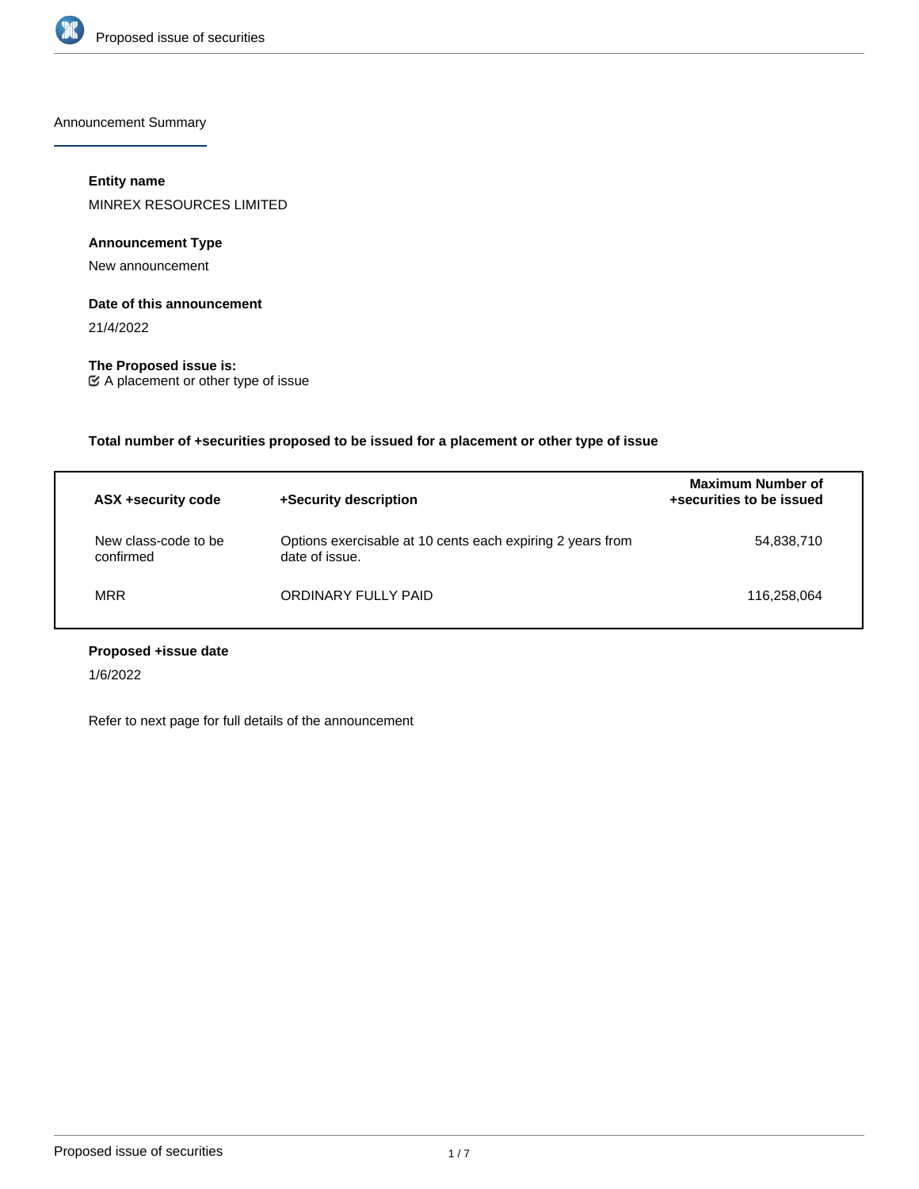Announcement Summary

**Entity name**

MINREX RESOURCES LIMITED

**Announcement Type**

New announcement

**Date of this announcement**

21/4/2022

**The Proposed issue is:**

☑ A placement or other type of issue

**Total number of +securities proposed to be issued for a placement or other type of issue**

| ASX +security code | +Security description | Maximum Number of +securities to be issued |
|---|---|---|
| New class-code to be confirmed | Options exercisable at 10 cents each expiring 2 years from date of issue. | 54,838,710 |
| MRR | ORDINARY FULLY PAID | 116,258,064 |

**Proposed +issue date**

1/6/2022

Refer to next page for full details of the announcement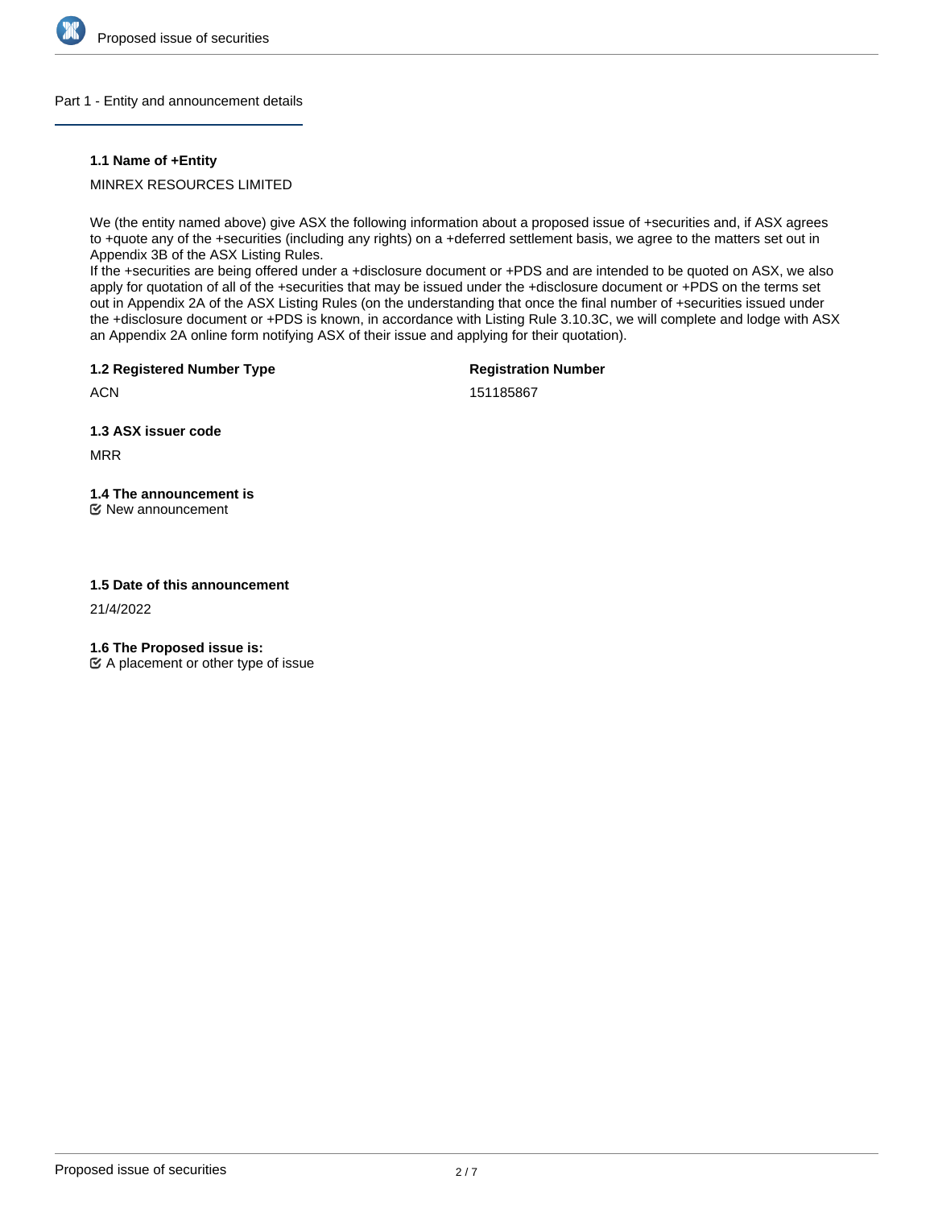## Part 1 - Entity and announcement details

**1.1 Name of +Entity**

MINREX RESOURCES LIMITED

We (the entity named above) give ASX the following information about a proposed issue of +securities and, if ASX agrees to +quote any of the +securities (including any rights) on a +deferred settlement basis, we agree to the matters set out in Appendix 3B of the ASX Listing Rules.
If the +securities are being offered under a +disclosure document or +PDS and are intended to be quoted on ASX, we also apply for quotation of all of the +securities that may be issued under the +disclosure document or +PDS on the terms set out in Appendix 2A of the ASX Listing Rules (on the understanding that once the final number of +securities issued under the +disclosure document or +PDS is known, in accordance with Listing Rule 3.10.3C, we will complete and lodge with ASX an Appendix 2A online form notifying ASX of their issue and applying for their quotation).

**1.2 Registered Number Type**

ACN

**Registration Number**

151185867

**1.3 ASX issuer code**

MRR

**1.4 The announcement is**

☑ New announcement

**1.5 Date of this announcement**

21/4/2022

**1.6 The Proposed issue is:**

☑ A placement or other type of issue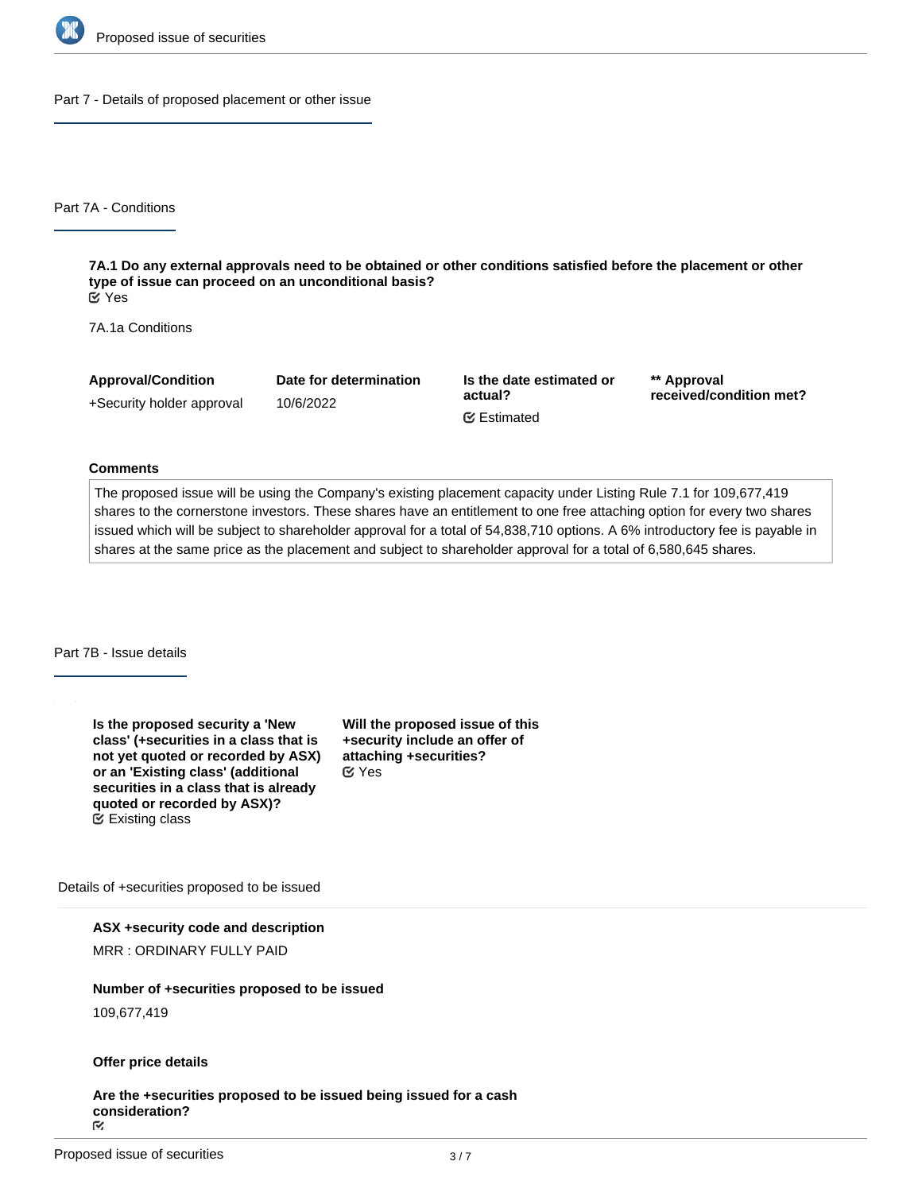## Part 7 - Details of proposed placement or other issue

### Part 7A - Conditions

**7A.1 Do any external approvals need to be obtained or other conditions satisfied before the placement or other type of issue can proceed on an unconditional basis?**
Yes

7A.1a Conditions

| Approval/Condition | Date for determination | Is the date estimated or actual? | ** Approval received/condition met? |
|---|---|---|---|
| +Security holder approval | 10/6/2022 | Estimated | |

**Comments**

The proposed issue will be using the Company's existing placement capacity under Listing Rule 7.1 for 109,677,419 shares to the cornerstone investors. These shares have an entitlement to one free attaching option for every two shares issued which will be subject to shareholder approval for a total of 54,838,710 options. A 6% introductory fee is payable in shares at the same price as the placement and subject to shareholder approval for a total of 6,580,645 shares.

### Part 7B - Issue details

**Is the proposed security a 'New class' (+securities in a class that is not yet quoted or recorded by ASX) or an 'Existing class' (additional securities in a class that is already quoted or recorded by ASX)?**
Existing class

**Will the proposed issue of this +security include an offer of attaching +securities?**
Yes

Details of +securities proposed to be issued

**ASX +security code and description**
MRR : ORDINARY FULLY PAID

**Number of +securities proposed to be issued**
109,677,419

**Offer price details**

**Are the +securities proposed to be issued being issued for a cash consideration?**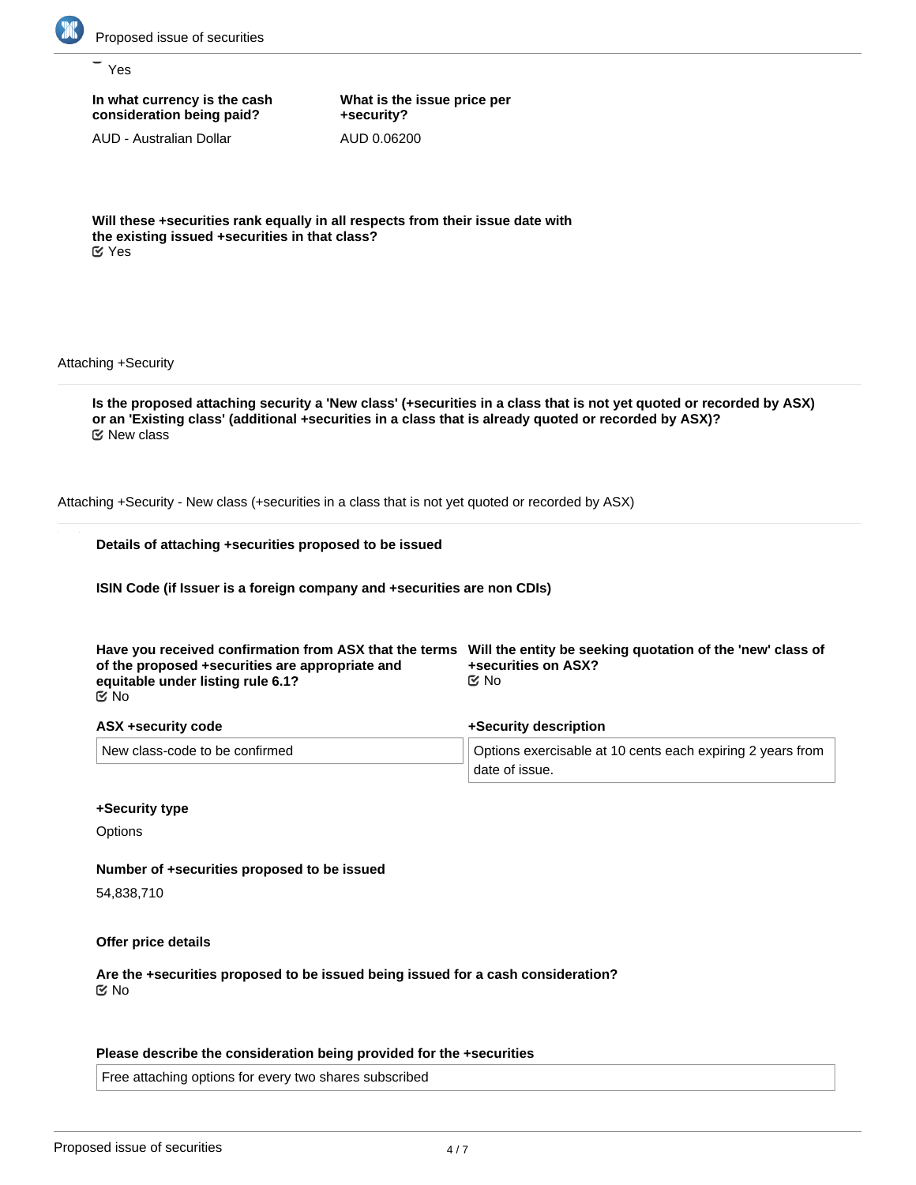Yes

**In what currency is the cash consideration being paid?**

AUD - Australian Dollar

**What is the issue price per +security?**

AUD 0.06200

**Will these +securities rank equally in all respects from their issue date with the existing issued +securities in that class?**

Yes

Attaching +Security

**Is the proposed attaching security a 'New class' (+securities in a class that is not yet quoted or recorded by ASX) or an 'Existing class' (additional +securities in a class that is already quoted or recorded by ASX)?**

New class

Attaching +Security - New class (+securities in a class that is not yet quoted or recorded by ASX)

**Details of attaching +securities proposed to be issued**

**ISIN Code (if Issuer is a foreign company and +securities are non CDIs)**

**Have you received confirmation from ASX that the terms of the proposed +securities are appropriate and equitable under listing rule 6.1?**

No

**Will the entity be seeking quotation of the 'new' class of +securities on ASX?**

No

**ASX +security code**

New class-code to be confirmed

**+Security description**

Options exercisable at 10 cents each expiring 2 years from date of issue.

**+Security type**

Options

**Number of +securities proposed to be issued**

54,838,710

**Offer price details**

**Are the +securities proposed to be issued being issued for a cash consideration?**

No

**Please describe the consideration being provided for the +securities**

Free attaching options for every two shares subscribed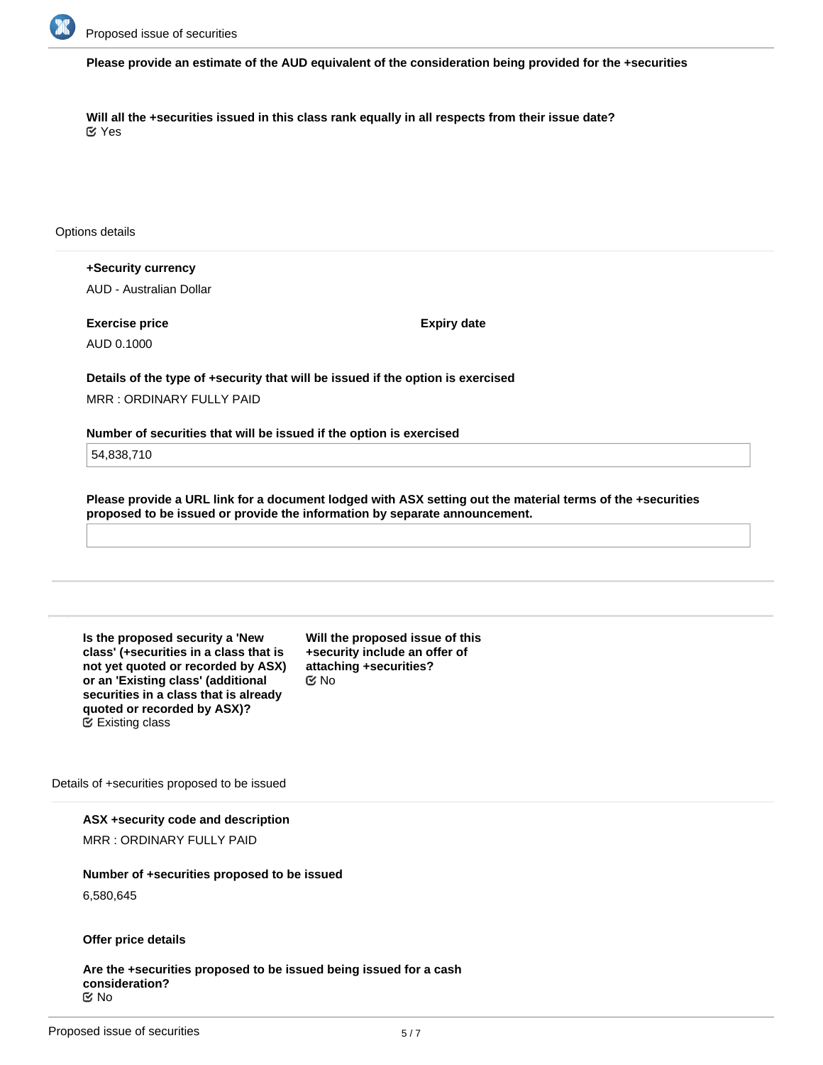**Please provide an estimate of the AUD equivalent of the consideration being provided for the +securities**

**Will all the +securities issued in this class rank equally in all respects from their issue date?**
Yes

Options details

**+Security currency**
AUD - Australian Dollar

**Exercise price**
AUD 0.1000

**Expiry date**

**Details of the type of +security that will be issued if the option is exercised**
MRR : ORDINARY FULLY PAID

**Number of securities that will be issued if the option is exercised**
54,838,710

**Please provide a URL link for a document lodged with ASX setting out the material terms of the +securities proposed to be issued or provide the information by separate announcement.**

**Is the proposed security a 'New class' (+securities in a class that is not yet quoted or recorded by ASX) or an 'Existing class' (additional securities in a class that is already quoted or recorded by ASX)?**
Existing class

**Will the proposed issue of this +security include an offer of attaching +securities?**
No

Details of +securities proposed to be issued

**ASX +security code and description**
MRR : ORDINARY FULLY PAID

**Number of +securities proposed to be issued**
6,580,645

**Offer price details**

**Are the +securities proposed to be issued being issued for a cash consideration?**
No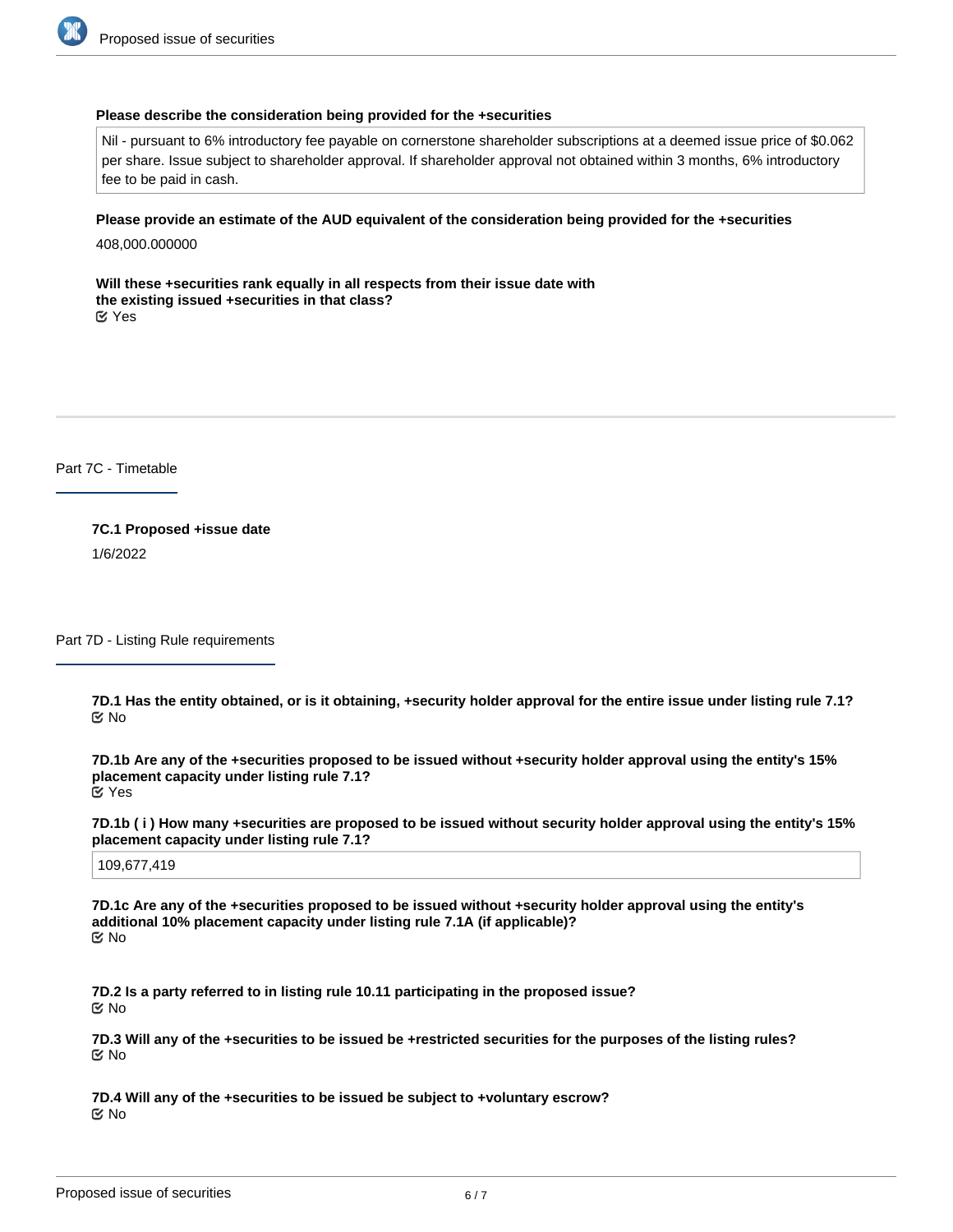**Please describe the consideration being provided for the +securities**

Nil - pursuant to 6% introductory fee payable on cornerstone shareholder subscriptions at a deemed issue price of $0.062 per share. Issue subject to shareholder approval. If shareholder approval not obtained within 3 months, 6% introductory fee to be paid in cash.

**Please provide an estimate of the AUD equivalent of the consideration being provided for the +securities**

408,000.000000

**Will these +securities rank equally in all respects from their issue date with the existing issued +securities in that class?**

Yes

## Part 7C - Timetable

**7C.1 Proposed +issue date**

1/6/2022

## Part 7D - Listing Rule requirements

**7D.1 Has the entity obtained, or is it obtaining, +security holder approval for the entire issue under listing rule 7.1?**

No

**7D.1b Are any of the +securities proposed to be issued without +security holder approval using the entity's 15% placement capacity under listing rule 7.1?**

Yes

**7D.1b ( i ) How many +securities are proposed to be issued without security holder approval using the entity's 15% placement capacity under listing rule 7.1?**

109,677,419

**7D.1c Are any of the +securities proposed to be issued without +security holder approval using the entity's additional 10% placement capacity under listing rule 7.1A (if applicable)?**

No

**7D.2 Is a party referred to in listing rule 10.11 participating in the proposed issue?**

No

**7D.3 Will any of the +securities to be issued be +restricted securities for the purposes of the listing rules?**

No

**7D.4 Will any of the +securities to be issued be subject to +voluntary escrow?**

No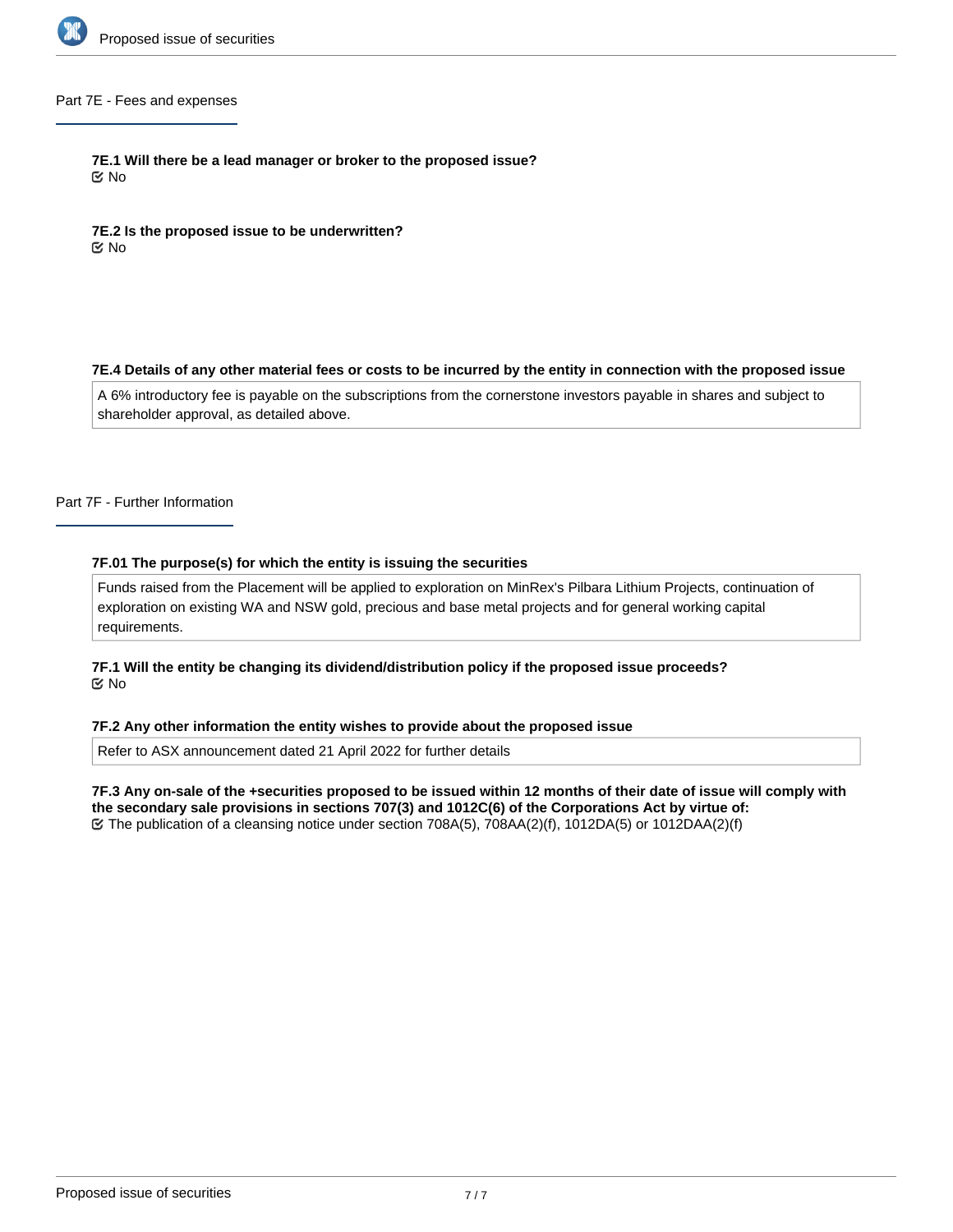## Part 7E - Fees and expenses

**7E.1 Will there be a lead manager or broker to the proposed issue?**
☑ No

**7E.2 Is the proposed issue to be underwritten?**
☑ No

**7E.4 Details of any other material fees or costs to be incurred by the entity in connection with the proposed issue**

A 6% introductory fee is payable on the subscriptions from the cornerstone investors payable in shares and subject to shareholder approval, as detailed above.

## Part 7F - Further Information

**7F.01 The purpose(s) for which the entity is issuing the securities**

Funds raised from the Placement will be applied to exploration on MinRex's Pilbara Lithium Projects, continuation of exploration on existing WA and NSW gold, precious and base metal projects and for general working capital requirements.

**7F.1 Will the entity be changing its dividend/distribution policy if the proposed issue proceeds?**
☑ No

**7F.2 Any other information the entity wishes to provide about the proposed issue**

Refer to ASX announcement dated 21 April 2022 for further details

**7F.3 Any on-sale of the +securities proposed to be issued within 12 months of their date of issue will comply with the secondary sale provisions in sections 707(3) and 1012C(6) of the Corporations Act by virtue of:**
☑ The publication of a cleansing notice under section 708A(5), 708AA(2)(f), 1012DA(5) or 1012DAA(2)(f)